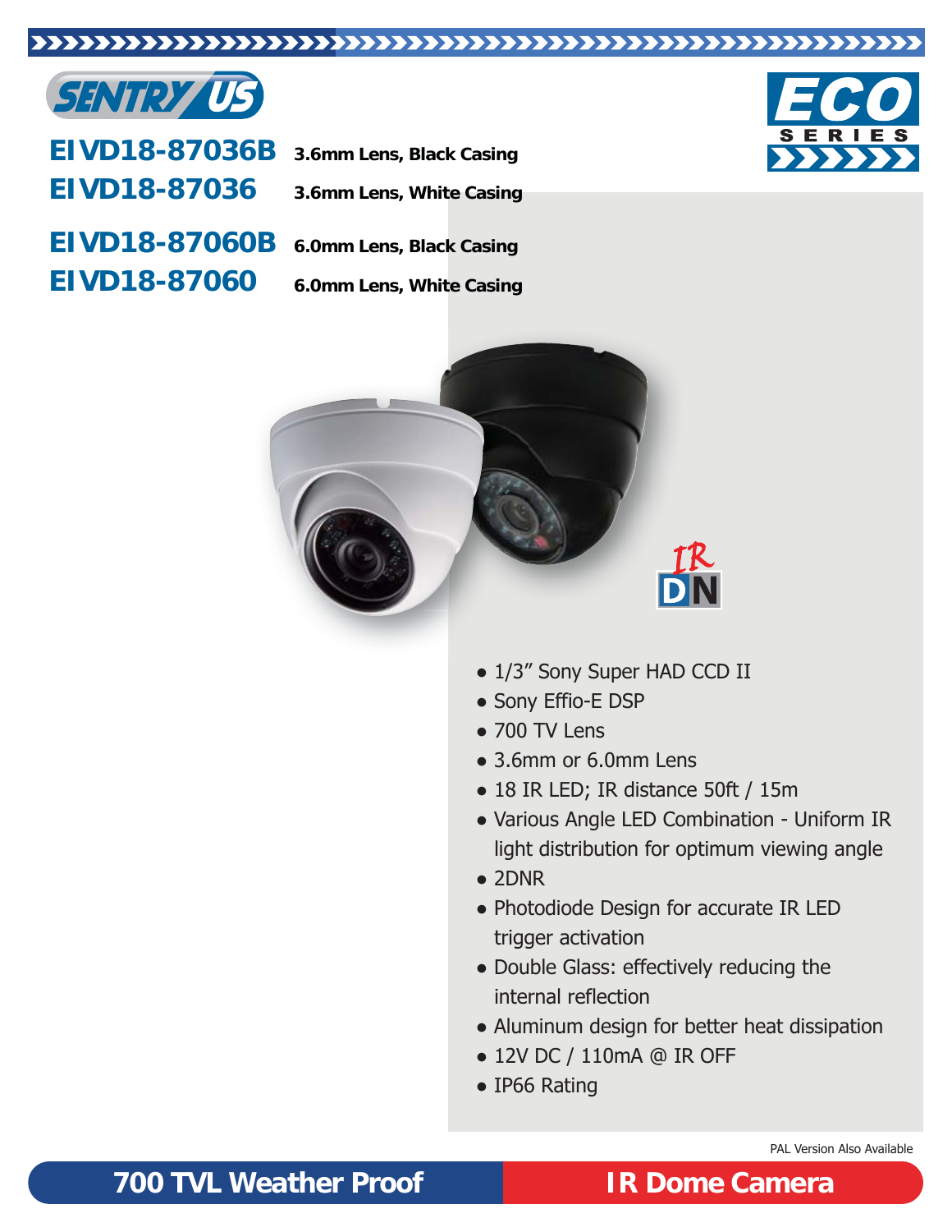SENTRY US

ECO SERIES

**EIVD18-87036B** 3.6mm Lens, Black Casing

**EIVD18-87036** 3.6mm Lens, White Casing

**EIVD18-87060B** 6.0mm Lens, Black Casing

**EIVD18-87060** 6.0mm Lens, White Casing

IR DN

- 1/3" Sony Super HAD CCD II
- Sony Effio-E DSP
- 700 TV Lens
- 3.6mm or 6.0mm Lens
- 18 IR LED; IR distance 50ft / 15m
- Various Angle LED Combination - Uniform IR light distribution for optimum viewing angle
- 2DNR
- Photodiode Design for accurate IR LED trigger activation
- Double Glass: effectively reducing the internal reflection
- Aluminum design for better heat dissipation
- 12V DC / 110mA @ IR OFF
- IP66 Rating

PAL Version Also Available

## 700 TVL Weather Proof IR Dome Camera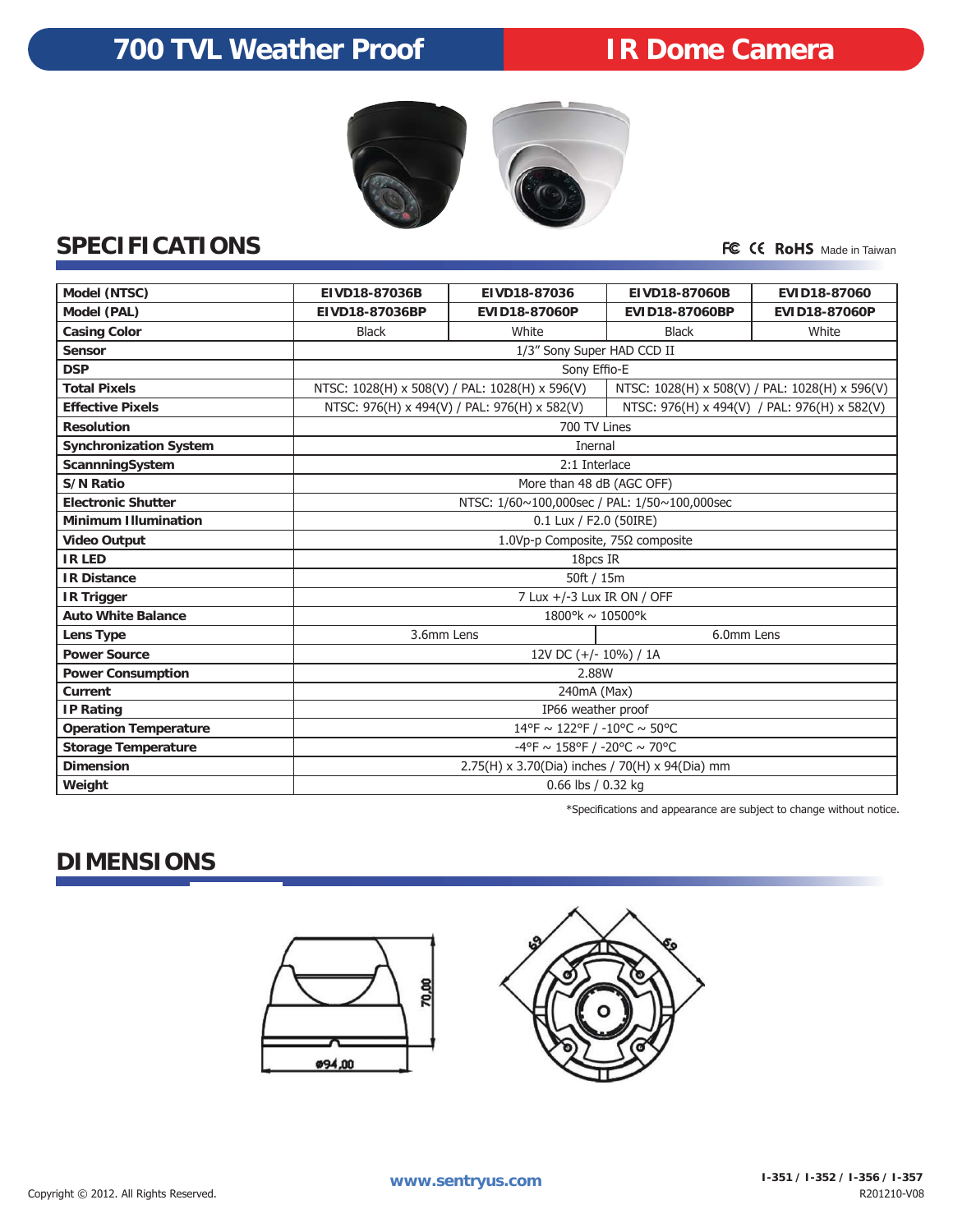# 700 TVL Weather Proof IR Dome Camera

## SPECIFICATIONS

FC CE RoHS Made in Taiwan

| | | | | |
|---|---|---|---|---|
| **Model (NTSC)** | **EIVD18-87036B** | **EIVD18-87036** | **EIVD18-87060B** | **EVID18-87060** |
| **Model (PAL)** | **EIVD18-87036BP** | **EVID18-87060P** | **EVID18-87060BP** | **EVID18-87060P** |
| **Casing Color** | Black | White | Black | White |
| **Sensor** | 1/3" Sony Super HAD CCD II | | | |
| **DSP** | Sony Effio-E | | | |
| **Total Pixels** | NTSC: 1028(H) x 508(V) / PAL: 1028(H) x 596(V) | | NTSC: 1028(H) x 508(V) / PAL: 1028(H) x 596(V) | |
| **Effective Pixels** | NTSC: 976(H) x 494(V) / PAL: 976(H) x 582(V) | | NTSC: 976(H) x 494(V) / PAL: 976(H) x 582(V) | |
| **Resolution** | 700 TV Lines | | | |
| **Synchronization System** | Inernal | | | |
| **ScannningSystem** | 2:1 Interlace | | | |
| **S/N Ratio** | More than 48 dB (AGC OFF) | | | |
| **Electronic Shutter** | NTSC: 1/60~100,000sec / PAL: 1/50~100,000sec | | | |
| **Minimum Illumination** | 0.1 Lux / F2.0 (50IRE) | | | |
| **Video Output** | 1.0Vp-p Composite, 75Ω composite | | | |
| **IR LED** | 18pcs IR | | | |
| **IR Distance** | 50ft / 15m | | | |
| **IR Trigger** | 7 Lux +/-3 Lux IR ON / OFF | | | |
| **Auto White Balance** | 1800°k ~ 10500°k | | | |
| **Lens Type** | 3.6mm Lens | | 6.0mm Lens | |
| **Power Source** | 12V DC (+/- 10%) / 1A | | | |
| **Power Consumption** | 2.88W | | | |
| **Current** | 240mA (Max) | | | |
| **IP Rating** | IP66 weather proof | | | |
| **Operation Temperature** | 14°F ~ 122°F / -10°C ~ 50°C | | | |
| **Storage Temperature** | -4°F ~ 158°F / -20°C ~ 70°C | | | |
| **Dimension** | 2.75(H) x 3.70(Dia) inches / 70(H) x 94(Dia) mm | | | |
| **Weight** | 0.66 lbs / 0.32 kg | | | |

*Specifications and appearance are subject to change without notice.

## DIMENSIONS

70.00

ø94.00

69

69

www.sentryus.com

Copyright © 2012. All Rights Reserved.

I-351 / I-352 / I-356 / I-357

R201210-V08